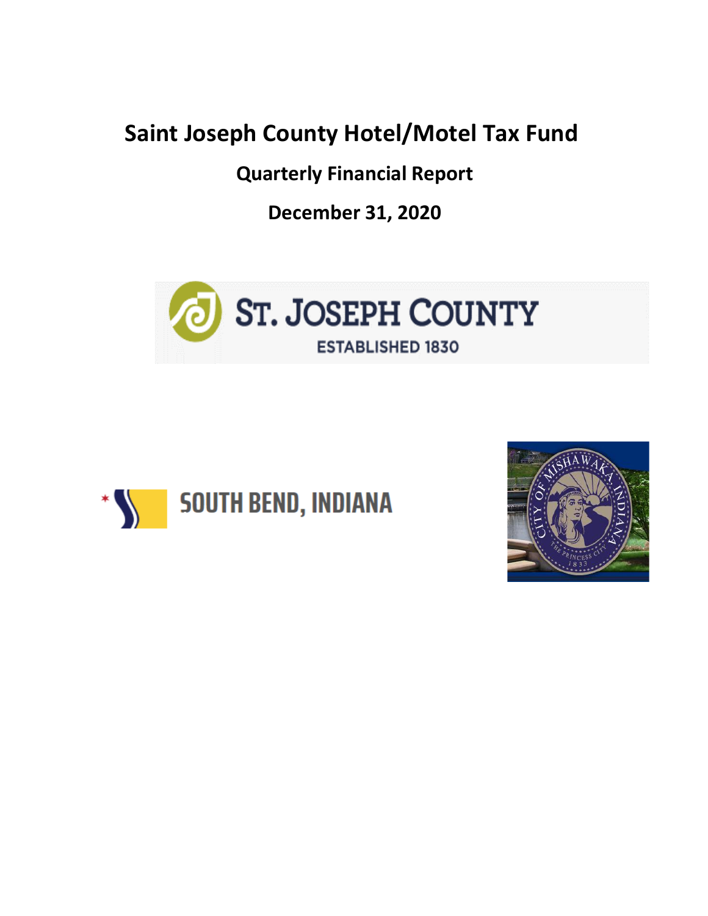# Saint Joseph County Hotel/Motel Tax Fund

## Quarterly Financial Report

## December 31, 2020

ST. JOSEPH COUNTY
ESTABLISHED 1830

SOUTH BEND, INDIANA

CITY OF MISHAWAKA, INDIANA
THE PRINCESS CITY
1833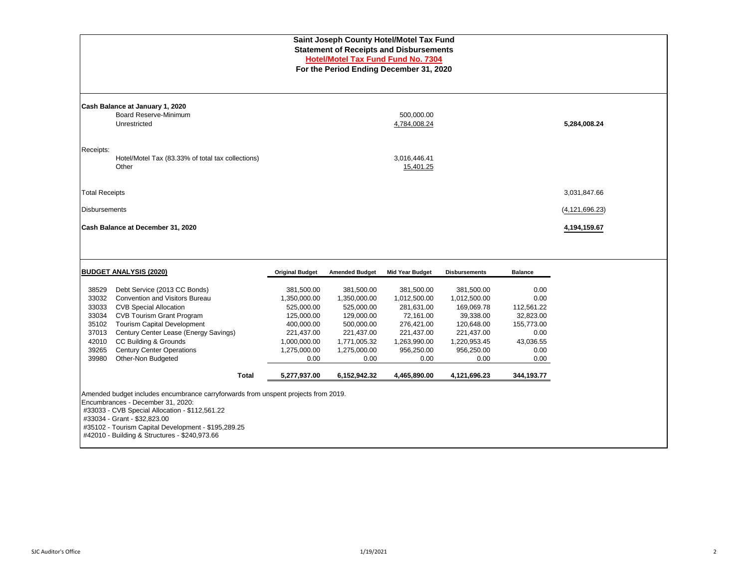# Saint Joseph County Hotel/Motel Tax Fund
## Statement of Receipts and Disbursements
## Hotel/Motel Tax Fund Fund No. 7304
## For the Period Ending December 31, 2020

| | | |
|---|---|---|
| **Cash Balance at January 1, 2020** | | |
| Board Reserve-Minimum | 500,000.00 | |
| Unrestricted | 4,784,008.24 | **5,284,008.24** |
| Receipts: | | |
| Hotel/Motel Tax (83.33% of total tax collections) | 3,016,446.41 | |
| Other | 15,401.25 | |
| Total Receipts | | 3,031,847.66 |
| Disbursements | | (4,121,696.23) |
| **Cash Balance at December 31, 2020** | | **4,194,159.67** |

**BUDGET ANALYSIS (2020)**

| | | Original Budget | Amended Budget | Mid Year Budget | Disbursements | Balance |
|---|---|---|---|---|---|---|
| 38529 | Debt Service (2013 CC Bonds) | 381,500.00 | 381,500.00 | 381,500.00 | 381,500.00 | 0.00 |
| 33032 | Convention and Visitors Bureau | 1,350,000.00 | 1,350,000.00 | 1,012,500.00 | 1,012,500.00 | 0.00 |
| 33033 | CVB Special Allocation | 525,000.00 | 525,000.00 | 281,631.00 | 169,069.78 | 112,561.22 |
| 33034 | CVB Tourism Grant Program | 125,000.00 | 129,000.00 | 72,161.00 | 39,338.00 | 32,823.00 |
| 35102 | Tourism Capital Development | 400,000.00 | 500,000.00 | 276,421.00 | 120,648.00 | 155,773.00 |
| 37013 | Century Center Lease (Energy Savings) | 221,437.00 | 221,437.00 | 221,437.00 | 221,437.00 | 0.00 |
| 42010 | CC Building & Grounds | 1,000,000.00 | 1,771,005.32 | 1,263,990.00 | 1,220,953.45 | 43,036.55 |
| 39265 | Century Center Operations | 1,275,000.00 | 1,275,000.00 | 956,250.00 | 956,250.00 | 0.00 |
| 39980 | Other-Non Budgeted | 0.00 | 0.00 | 0.00 | 0.00 | 0.00 |
| | **Total** | **5,277,937.00** | **6,152,942.32** | **4,465,890.00** | **4,121,696.23** | **344,193.77** |

Amended budget includes encumbrance carryforwards from unspent projects from 2019.

Encumbrances - December 31, 2020:

#33033 - CVB Special Allocation - $112,561.22

#33034 - Grant - $32,823.00

#35102 - Tourism Capital Development - $195,289.25

#42010 - Building & Structures - $240,973.66

SJC Auditor's Office 1/19/2021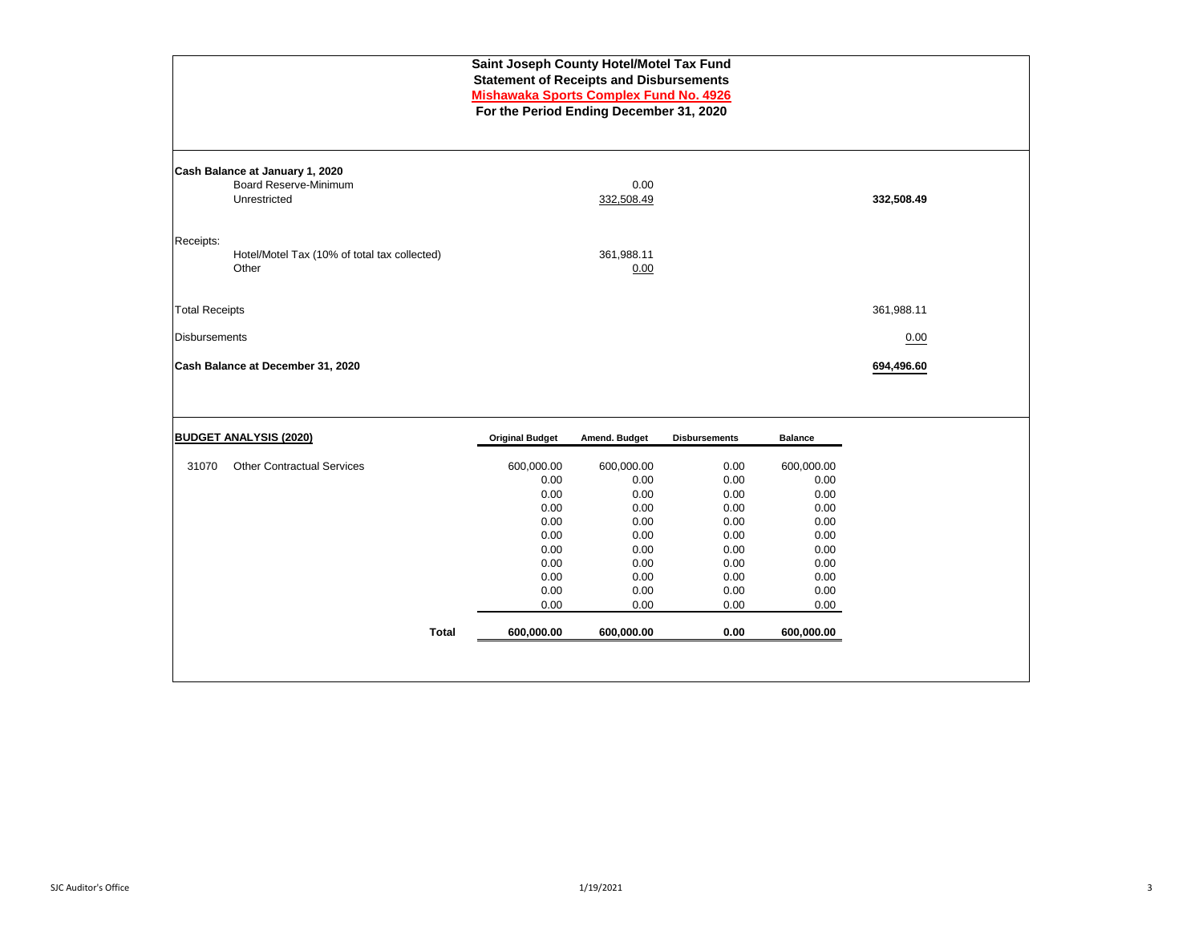# Saint Joseph County Hotel/Motel Tax Fund
## Statement of Receipts and Disbursements
## Mishawaka Sports Complex Fund No. 4926
## For the Period Ending December 31, 2020

| | | |
|---|---|---|
| **Cash Balance at January 1, 2020** | | |
| Board Reserve-Minimum | 0.00 | |
| Unrestricted | 332,508.49 | **332,508.49** |
| Receipts: | | |
| Hotel/Motel Tax (10% of total tax collected) | 361,988.11 | |
| Other | 0.00 | |
| Total Receipts | | 361,988.11 |
| Disbursements | | 0.00 |
| **Cash Balance at December 31, 2020** | | **694,496.60** |

| **BUDGET ANALYSIS (2020)** | | Original Budget | Amend. Budget | Disbursements | Balance |
|---|---|---|---|---|---|
| 31070 | Other Contractual Services | 600,000.00 | 600,000.00 | 0.00 | 600,000.00 |
| | | 0.00 | 0.00 | 0.00 | 0.00 |
| | | 0.00 | 0.00 | 0.00 | 0.00 |
| | | 0.00 | 0.00 | 0.00 | 0.00 |
| | | 0.00 | 0.00 | 0.00 | 0.00 |
| | | 0.00 | 0.00 | 0.00 | 0.00 |
| | | 0.00 | 0.00 | 0.00 | 0.00 |
| | | 0.00 | 0.00 | 0.00 | 0.00 |
| | | 0.00 | 0.00 | 0.00 | 0.00 |
| | | 0.00 | 0.00 | 0.00 | 0.00 |
| | | 0.00 | 0.00 | 0.00 | 0.00 |
| | **Total** | **600,000.00** | **600,000.00** | **0.00** | **600,000.00** |

SJC Auditor's Office 1/19/2021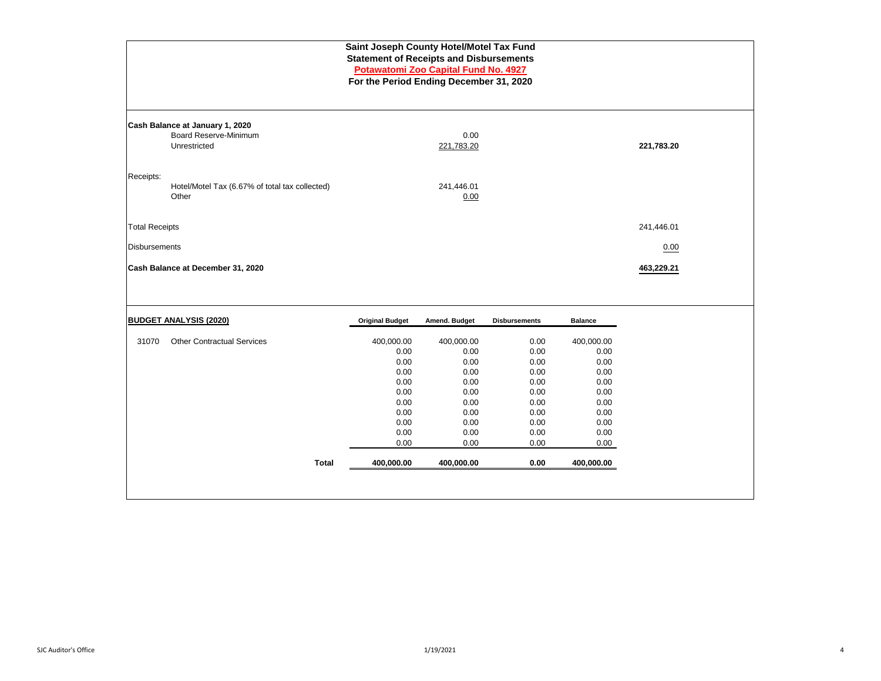# Saint Joseph County Hotel/Motel Tax Fund
## Statement of Receipts and Disbursements
## Potawatomi Zoo Capital Fund No. 4927
## For the Period Ending December 31, 2020

| | | |
|---|---|---|
| **Cash Balance at January 1, 2020** | | |
| Board Reserve-Minimum | 0.00 | |
| Unrestricted | 221,783.20 | **221,783.20** |
| Receipts: | | |
| Hotel/Motel Tax (6.67% of total tax collected) | 241,446.01 | |
| Other | 0.00 | |
| Total Receipts | | 241,446.01 |
| Disbursements | | 0.00 |
| **Cash Balance at December 31, 2020** | | **463,229.21** |

| **BUDGET ANALYSIS (2020)** | | Original Budget | Amend. Budget | Disbursements | Balance |
|---|---|---|---|---|---|
| 31070 | Other Contractual Services | 400,000.00 | 400,000.00 | 0.00 | 400,000.00 |
| | | 0.00 | 0.00 | 0.00 | 0.00 |
| | | 0.00 | 0.00 | 0.00 | 0.00 |
| | | 0.00 | 0.00 | 0.00 | 0.00 |
| | | 0.00 | 0.00 | 0.00 | 0.00 |
| | | 0.00 | 0.00 | 0.00 | 0.00 |
| | | 0.00 | 0.00 | 0.00 | 0.00 |
| | | 0.00 | 0.00 | 0.00 | 0.00 |
| | | 0.00 | 0.00 | 0.00 | 0.00 |
| | | 0.00 | 0.00 | 0.00 | 0.00 |
| | | 0.00 | 0.00 | 0.00 | 0.00 |
| | **Total** | **400,000.00** | **400,000.00** | **0.00** | **400,000.00** |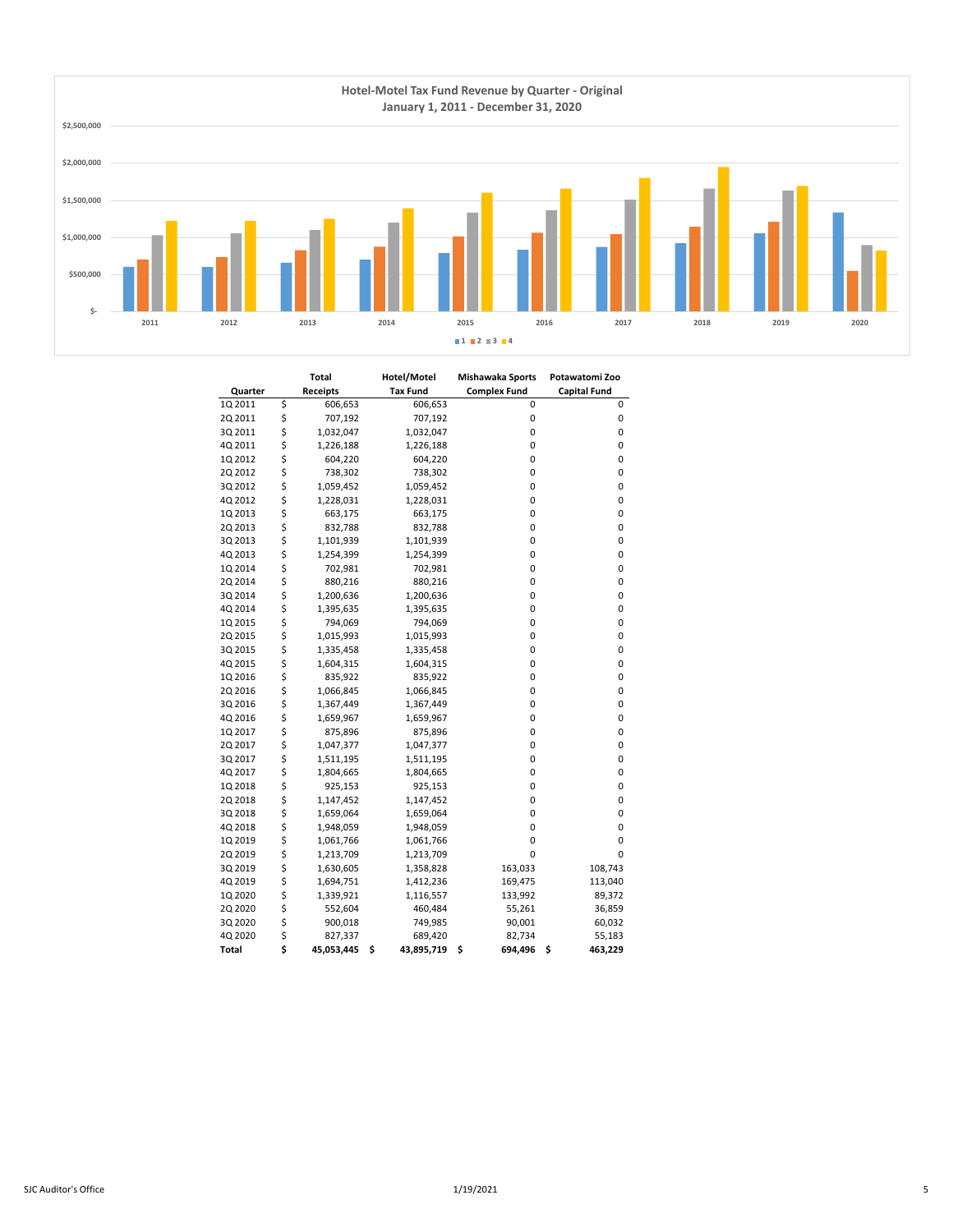## Hotel-Motel Tax Fund Revenue by Quarter - Original
### January 1, 2011 - December 31, 2020

| Quarter | Total Receipts | Hotel/Motel Tax Fund | Mishawaka Sports Complex Fund | Potawatomi Zoo Capital Fund |
|---|---|---|---|---|
| 1Q 2011 | $ 606,653 | 606,653 | 0 | 0 |
| 2Q 2011 | $ 707,192 | 707,192 | 0 | 0 |
| 3Q 2011 | $ 1,032,047 | 1,032,047 | 0 | 0 |
| 4Q 2011 | $ 1,226,188 | 1,226,188 | 0 | 0 |
| 1Q 2012 | $ 604,220 | 604,220 | 0 | 0 |
| 2Q 2012 | $ 738,302 | 738,302 | 0 | 0 |
| 3Q 2012 | $ 1,059,452 | 1,059,452 | 0 | 0 |
| 4Q 2012 | $ 1,228,031 | 1,228,031 | 0 | 0 |
| 1Q 2013 | $ 663,175 | 663,175 | 0 | 0 |
| 2Q 2013 | $ 832,788 | 832,788 | 0 | 0 |
| 3Q 2013 | $ 1,101,939 | 1,101,939 | 0 | 0 |
| 4Q 2013 | $ 1,254,399 | 1,254,399 | 0 | 0 |
| 1Q 2014 | $ 702,981 | 702,981 | 0 | 0 |
| 2Q 2014 | $ 880,216 | 880,216 | 0 | 0 |
| 3Q 2014 | $ 1,200,636 | 1,200,636 | 0 | 0 |
| 4Q 2014 | $ 1,395,635 | 1,395,635 | 0 | 0 |
| 1Q 2015 | $ 794,069 | 794,069 | 0 | 0 |
| 2Q 2015 | $ 1,015,993 | 1,015,993 | 0 | 0 |
| 3Q 2015 | $ 1,335,458 | 1,335,458 | 0 | 0 |
| 4Q 2015 | $ 1,604,315 | 1,604,315 | 0 | 0 |
| 1Q 2016 | $ 835,922 | 835,922 | 0 | 0 |
| 2Q 2016 | $ 1,066,845 | 1,066,845 | 0 | 0 |
| 3Q 2016 | $ 1,367,449 | 1,367,449 | 0 | 0 |
| 4Q 2016 | $ 1,659,967 | 1,659,967 | 0 | 0 |
| 1Q 2017 | $ 875,896 | 875,896 | 0 | 0 |
| 2Q 2017 | $ 1,047,377 | 1,047,377 | 0 | 0 |
| 3Q 2017 | $ 1,511,195 | 1,511,195 | 0 | 0 |
| 4Q 2017 | $ 1,804,665 | 1,804,665 | 0 | 0 |
| 1Q 2018 | $ 925,153 | 925,153 | 0 | 0 |
| 2Q 2018 | $ 1,147,452 | 1,147,452 | 0 | 0 |
| 3Q 2018 | $ 1,659,064 | 1,659,064 | 0 | 0 |
| 4Q 2018 | $ 1,948,059 | 1,948,059 | 0 | 0 |
| 1Q 2019 | $ 1,061,766 | 1,061,766 | 0 | 0 |
| 2Q 2019 | $ 1,213,709 | 1,213,709 | 0 | 0 |
| 3Q 2019 | $ 1,630,605 | 1,358,828 | 163,033 | 108,743 |
| 4Q 2019 | $ 1,694,751 | 1,412,236 | 169,475 | 113,040 |
| 1Q 2020 | $ 1,339,921 | 1,116,557 | 133,992 | 89,372 |
| 2Q 2020 | $ 552,604 | 460,484 | 55,261 | 36,859 |
| 3Q 2020 | $ 900,018 | 749,985 | 90,001 | 60,032 |
| 4Q 2020 | $ 827,337 | 689,420 | 82,734 | 55,183 |
| **Total** | **$ 45,053,445** | **$ 43,895,719** | **$ 694,496** | **$ 463,229** |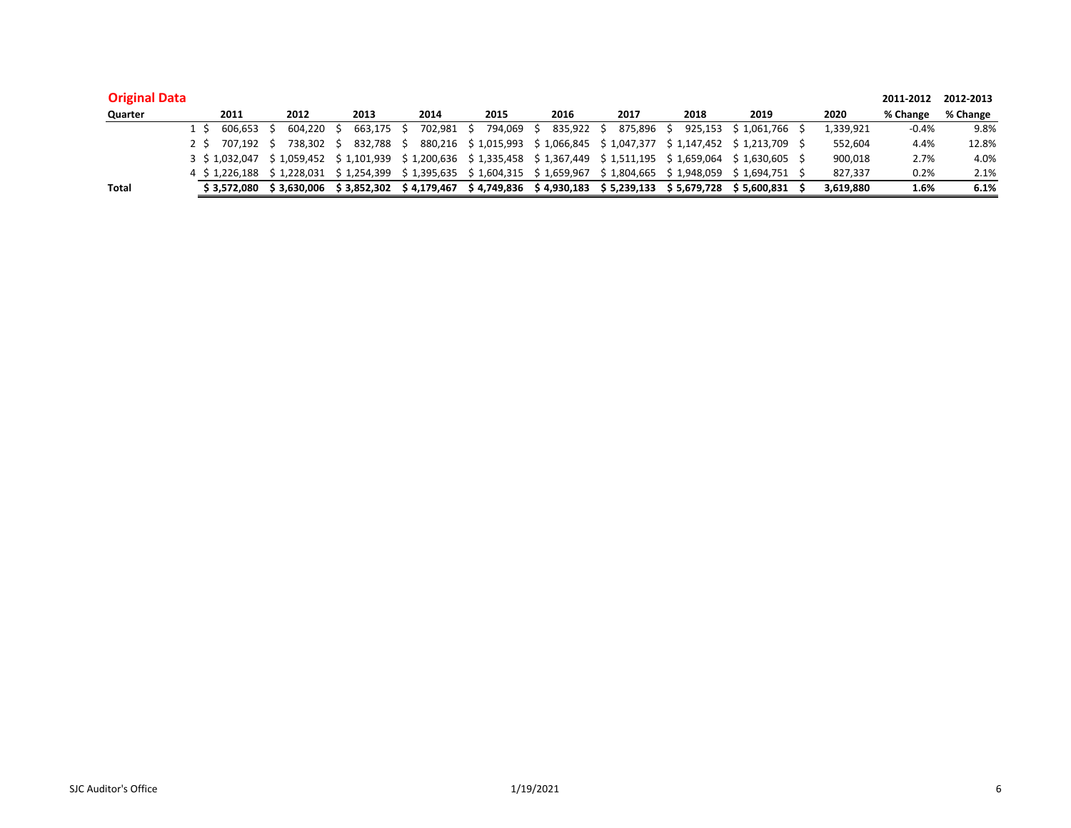## Original Data

| Quarter | 2011 | 2012 | 2013 | 2014 | 2015 | 2016 | 2017 | 2018 | 2019 | 2020 | 2011-2012 % Change | 2012-2013 % Change |
|---|---|---|---|---|---|---|---|---|---|---|---|---|
| 1 | $ 606,653 | $ 604,220 | $ 663,175 | $ 702,981 | $ 794,069 | $ 835,922 | $ 875,896 | $ 925,153 | $ 1,061,766 | $ 1,339,921 | -0.4% | 9.8% |
| 2 | $ 707,192 | $ 738,302 | $ 832,788 | $ 880,216 | $ 1,015,993 | $ 1,066,845 | $ 1,047,377 | $ 1,147,452 | $ 1,213,709 | $ 552,604 | 4.4% | 12.8% |
| 3 | $ 1,032,047 | $ 1,059,452 | $ 1,101,939 | $ 1,200,636 | $ 1,335,458 | $ 1,367,449 | $ 1,511,195 | $ 1,659,064 | $ 1,630,605 | $ 900,018 | 2.7% | 4.0% |
| 4 | $ 1,226,188 | $ 1,228,031 | $ 1,254,399 | $ 1,395,635 | $ 1,604,315 | $ 1,659,967 | $ 1,804,665 | $ 1,948,059 | $ 1,694,751 | $ 827,337 | 0.2% | 2.1% |
| **Total** | **$ 3,572,080** | **$ 3,630,006** | **$ 3,852,302** | **$ 4,179,467** | **$ 4,749,836** | **$ 4,930,183** | **$ 5,239,133** | **$ 5,679,728** | **$ 5,600,831** | **$ 3,619,880** | **1.6%** | **6.1%** |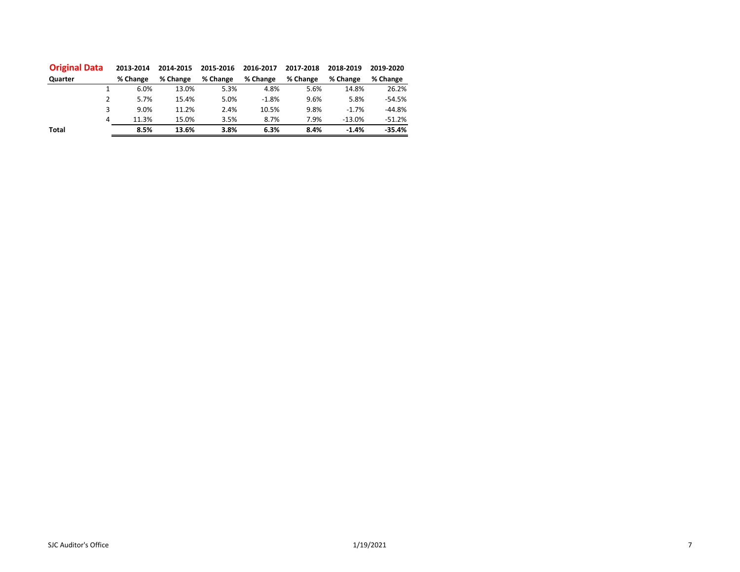| Original Data | 2013-2014 | 2014-2015 | 2015-2016 | 2016-2017 | 2017-2018 | 2018-2019 | 2019-2020 |
|---|---|---|---|---|---|---|---|
| Quarter | % Change | % Change | % Change | % Change | % Change | % Change | % Change |
| 1 | 6.0% | 13.0% | 5.3% | 4.8% | 5.6% | 14.8% | 26.2% |
| 2 | 5.7% | 15.4% | 5.0% | -1.8% | 9.6% | 5.8% | -54.5% |
| 3 | 9.0% | 11.2% | 2.4% | 10.5% | 9.8% | -1.7% | -44.8% |
| 4 | 11.3% | 15.0% | 3.5% | 8.7% | 7.9% | -13.0% | -51.2% |
| **Total** | **8.5%** | **13.6%** | **3.8%** | **6.3%** | **8.4%** | **-1.4%** | **-35.4%** |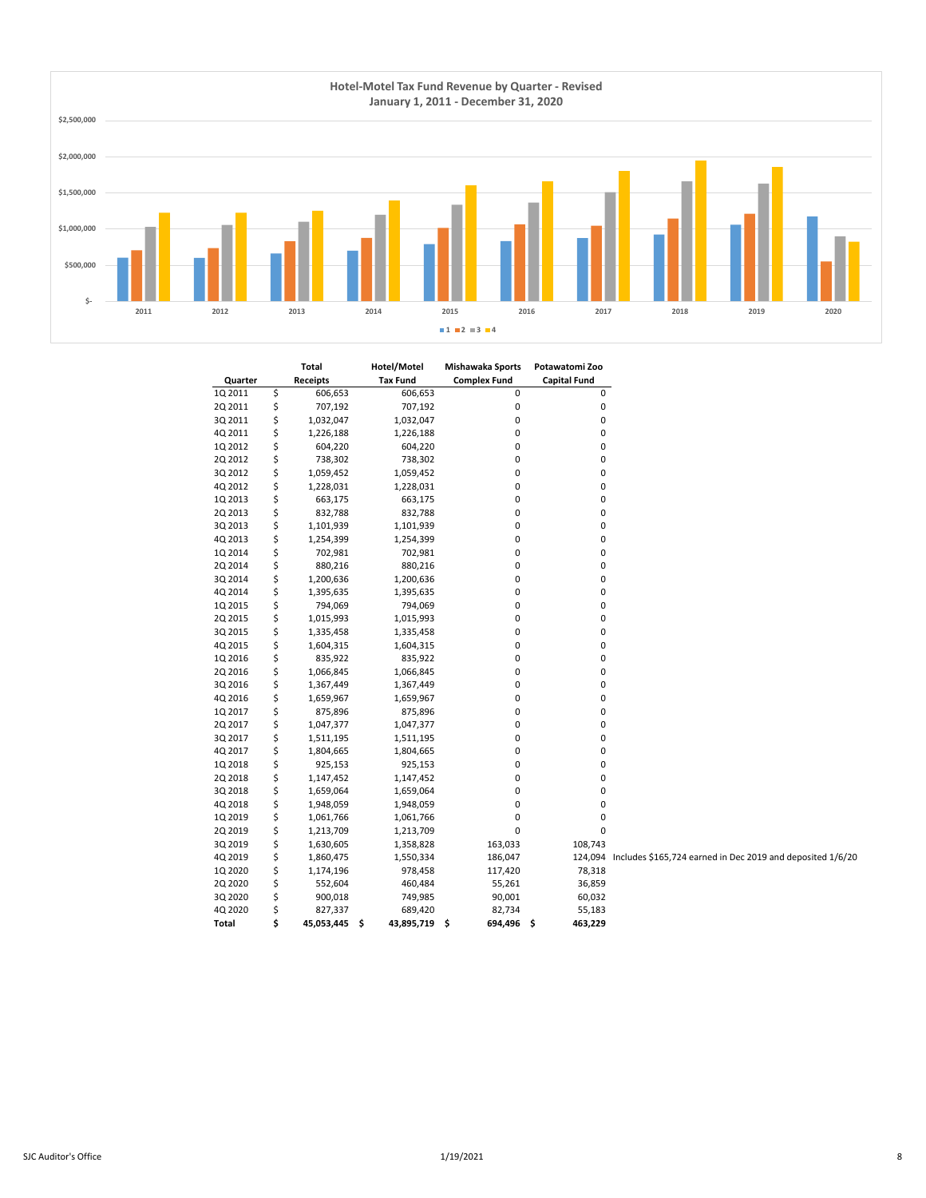## Hotel-Motel Tax Fund Revenue by Quarter - Revised
### January 1, 2011 - December 31, 2020

| Quarter | Total Receipts | Hotel/Motel Tax Fund | Mishawaka Sports Complex Fund | Potawatomi Zoo Capital Fund | |
|---|---|---|---|---|---|
| 1Q 2011 | $ 606,653 | 606,653 | 0 | 0 | |
| 2Q 2011 | $ 707,192 | 707,192 | 0 | 0 | |
| 3Q 2011 | $ 1,032,047 | 1,032,047 | 0 | 0 | |
| 4Q 2011 | $ 1,226,188 | 1,226,188 | 0 | 0 | |
| 1Q 2012 | $ 604,220 | 604,220 | 0 | 0 | |
| 2Q 2012 | $ 738,302 | 738,302 | 0 | 0 | |
| 3Q 2012 | $ 1,059,452 | 1,059,452 | 0 | 0 | |
| 4Q 2012 | $ 1,228,031 | 1,228,031 | 0 | 0 | |
| 1Q 2013 | $ 663,175 | 663,175 | 0 | 0 | |
| 2Q 2013 | $ 832,788 | 832,788 | 0 | 0 | |
| 3Q 2013 | $ 1,101,939 | 1,101,939 | 0 | 0 | |
| 4Q 2013 | $ 1,254,399 | 1,254,399 | 0 | 0 | |
| 1Q 2014 | $ 702,981 | 702,981 | 0 | 0 | |
| 2Q 2014 | $ 880,216 | 880,216 | 0 | 0 | |
| 3Q 2014 | $ 1,200,636 | 1,200,636 | 0 | 0 | |
| 4Q 2014 | $ 1,395,635 | 1,395,635 | 0 | 0 | |
| 1Q 2015 | $ 794,069 | 794,069 | 0 | 0 | |
| 2Q 2015 | $ 1,015,993 | 1,015,993 | 0 | 0 | |
| 3Q 2015 | $ 1,335,458 | 1,335,458 | 0 | 0 | |
| 4Q 2015 | $ 1,604,315 | 1,604,315 | 0 | 0 | |
| 1Q 2016 | $ 835,922 | 835,922 | 0 | 0 | |
| 2Q 2016 | $ 1,066,845 | 1,066,845 | 0 | 0 | |
| 3Q 2016 | $ 1,367,449 | 1,367,449 | 0 | 0 | |
| 4Q 2016 | $ 1,659,967 | 1,659,967 | 0 | 0 | |
| 1Q 2017 | $ 875,896 | 875,896 | 0 | 0 | |
| 2Q 2017 | $ 1,047,377 | 1,047,377 | 0 | 0 | |
| 3Q 2017 | $ 1,511,195 | 1,511,195 | 0 | 0 | |
| 4Q 2017 | $ 1,804,665 | 1,804,665 | 0 | 0 | |
| 1Q 2018 | $ 925,153 | 925,153 | 0 | 0 | |
| 2Q 2018 | $ 1,147,452 | 1,147,452 | 0 | 0 | |
| 3Q 2018 | $ 1,659,064 | 1,659,064 | 0 | 0 | |
| 4Q 2018 | $ 1,948,059 | 1,948,059 | 0 | 0 | |
| 1Q 2019 | $ 1,061,766 | 1,061,766 | 0 | 0 | |
| 2Q 2019 | $ 1,213,709 | 1,213,709 | 0 | 0 | |
| 3Q 2019 | $ 1,630,605 | 1,358,828 | 163,033 | 108,743 | |
| 4Q 2019 | $ 1,860,475 | 1,550,334 | 186,047 | 124,094 | Includes $165,724 earned in Dec 2019 and deposited 1/6/20 |
| 1Q 2020 | $ 1,174,196 | 978,458 | 117,420 | 78,318 | |
| 2Q 2020 | $ 552,604 | 460,484 | 55,261 | 36,859 | |
| 3Q 2020 | $ 900,018 | 749,985 | 90,001 | 60,032 | |
| 4Q 2020 | $ 827,337 | 689,420 | 82,734 | 55,183 | |
| **Total** | **$ 45,053,445** | **$ 43,895,719** | **$ 694,496** | **$ 463,229** | |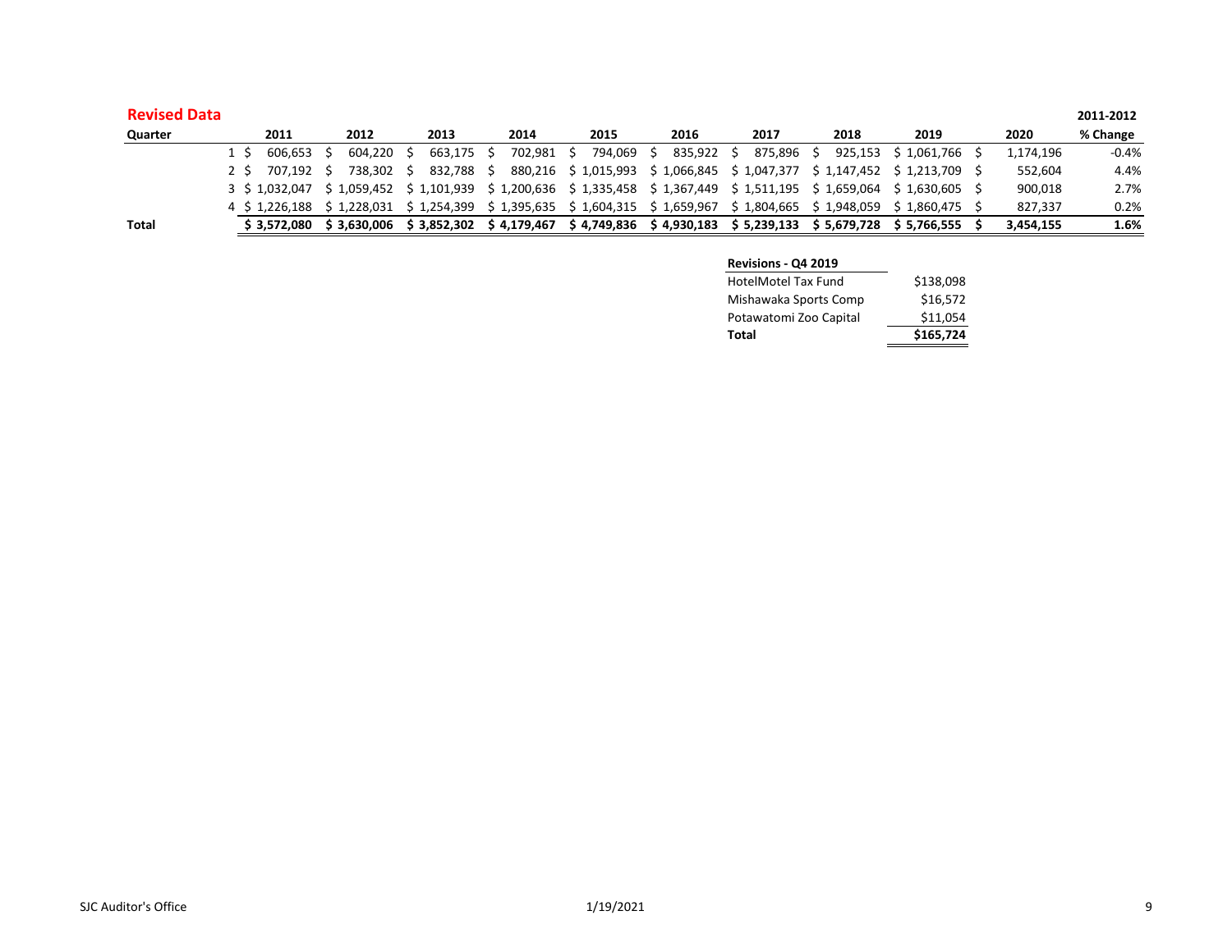## Revised Data

| Quarter | 2011 | 2012 | 2013 | 2014 | 2015 | 2016 | 2017 | 2018 | 2019 | 2020 | 2011-2012 % Change |
|---|---|---|---|---|---|---|---|---|---|---|---|
| 1 | $ 606,653 | $ 604,220 | $ 663,175 | $ 702,981 | $ 794,069 | $ 835,922 | $ 875,896 | $ 925,153 | $ 1,061,766 | $ 1,174,196 | -0.4% |
| 2 | $ 707,192 | $ 738,302 | $ 832,788 | $ 880,216 | $ 1,015,993 | $ 1,066,845 | $ 1,047,377 | $ 1,147,452 | $ 1,213,709 | $ 552,604 | 4.4% |
| 3 | $ 1,032,047 | $ 1,059,452 | $ 1,101,939 | $ 1,200,636 | $ 1,335,458 | $ 1,367,449 | $ 1,511,195 | $ 1,659,064 | $ 1,630,605 | $ 900,018 | 2.7% |
| 4 | $ 1,226,188 | $ 1,228,031 | $ 1,254,399 | $ 1,395,635 | $ 1,604,315 | $ 1,659,967 | $ 1,804,665 | $ 1,948,059 | $ 1,860,475 | $ 827,337 | 0.2% |
| **Total** | **$ 3,572,080** | **$ 3,630,006** | **$ 3,852,302** | **$ 4,179,467** | **$ 4,749,836** | **$ 4,930,183** | **$ 5,239,133** | **$ 5,679,728** | **$ 5,766,555** | **$ 3,454,155** | **1.6%** |

| Revisions - Q4 2019 | |
|---|---|
| HotelMotel Tax Fund | $138,098 |
| Mishawaka Sports Comp | $16,572 |
| Potawatomi Zoo Capital | $11,054 |
| **Total** | **$165,724** |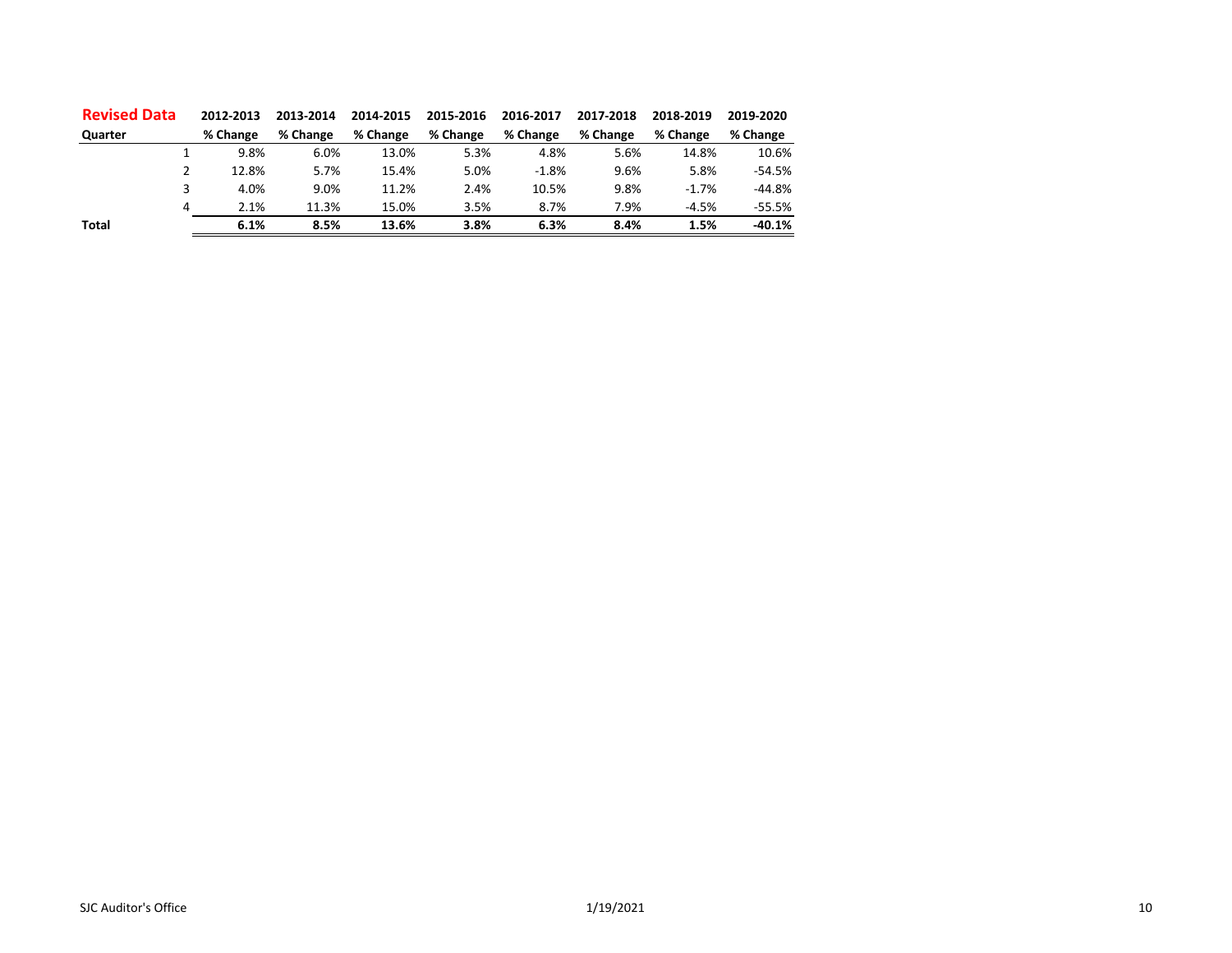| **Revised Data** | **2012-2013** | **2013-2014** | **2014-2015** | **2015-2016** | **2016-2017** | **2017-2018** | **2018-2019** | **2019-2020** |
|---|---|---|---|---|---|---|---|---|
| **Quarter** | **% Change** | **% Change** | **% Change** | **% Change** | **% Change** | **% Change** | **% Change** | **% Change** |
| 1 | 9.8% | 6.0% | 13.0% | 5.3% | 4.8% | 5.6% | 14.8% | 10.6% |
| 2 | 12.8% | 5.7% | 15.4% | 5.0% | -1.8% | 9.6% | 5.8% | -54.5% |
| 3 | 4.0% | 9.0% | 11.2% | 2.4% | 10.5% | 9.8% | -1.7% | -44.8% |
| 4 | 2.1% | 11.3% | 15.0% | 3.5% | 8.7% | 7.9% | -4.5% | -55.5% |
| **Total** | **6.1%** | **8.5%** | **13.6%** | **3.8%** | **6.3%** | **8.4%** | **1.5%** | **-40.1%** |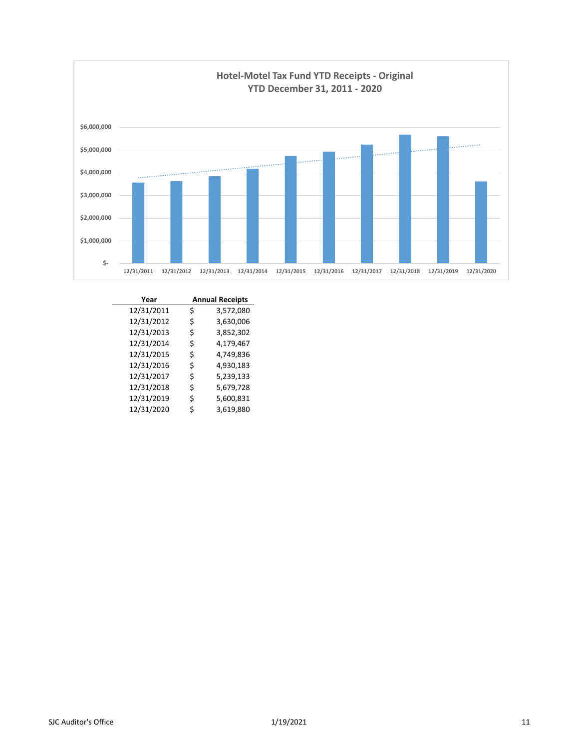## Hotel-Motel Tax Fund YTD Receipts - Original
### YTD December 31, 2011 - 2020

| Year | Annual Receipts |
|---|---|
| 12/31/2011 | $ 3,572,080 |
| 12/31/2012 | $ 3,630,006 |
| 12/31/2013 | $ 3,852,302 |
| 12/31/2014 | $ 4,179,467 |
| 12/31/2015 | $ 4,749,836 |
| 12/31/2016 | $ 4,930,183 |
| 12/31/2017 | $ 5,239,133 |
| 12/31/2018 | $ 5,679,728 |
| 12/31/2019 | $ 5,600,831 |
| 12/31/2020 | $ 3,619,880 |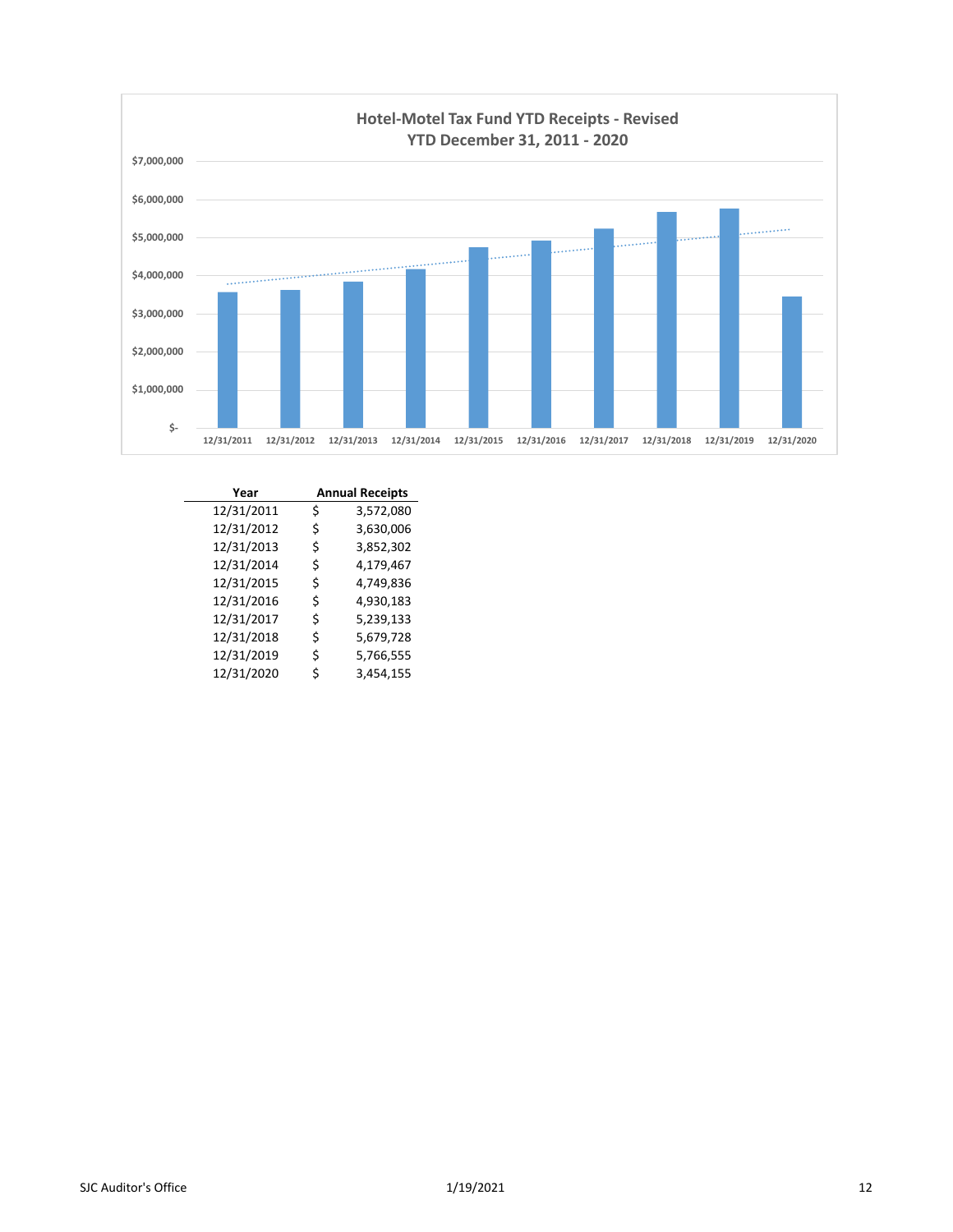**Hotel-Motel Tax Fund YTD Receipts - Revised**
**YTD December 31, 2011 - 2020**

| Year | Annual Receipts |
|---|---|
| 12/31/2011 | $ 3,572,080 |
| 12/31/2012 | $ 3,630,006 |
| 12/31/2013 | $ 3,852,302 |
| 12/31/2014 | $ 4,179,467 |
| 12/31/2015 | $ 4,749,836 |
| 12/31/2016 | $ 4,930,183 |
| 12/31/2017 | $ 5,239,133 |
| 12/31/2018 | $ 5,679,728 |
| 12/31/2019 | $ 5,766,555 |
| 12/31/2020 | $ 3,454,155 |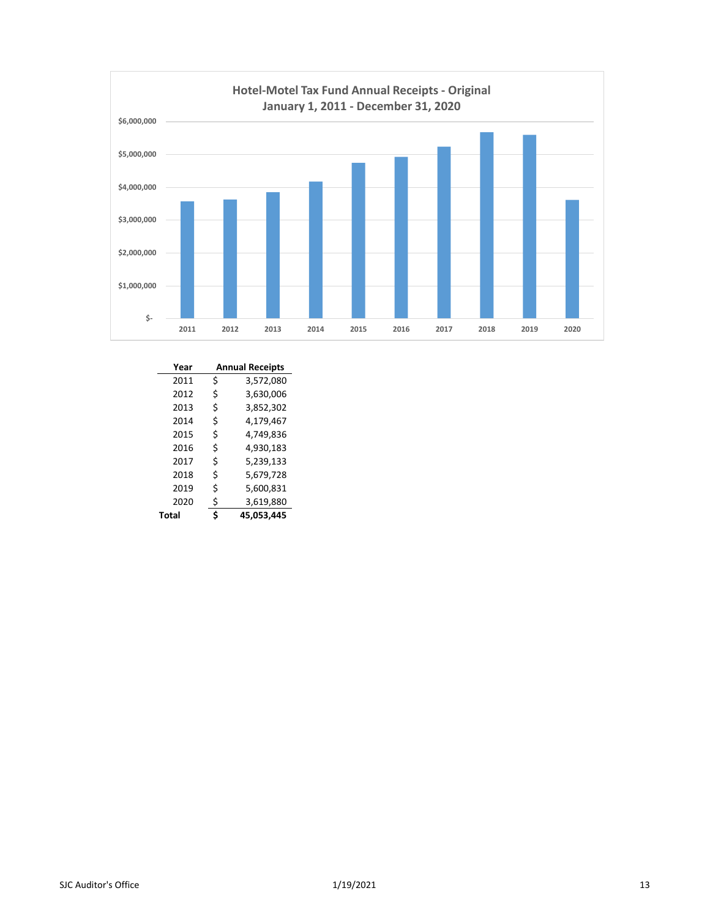**Hotel-Motel Tax Fund Annual Receipts - Original**
**January 1, 2011 - December 31, 2020**

| Year | Annual Receipts |
| --- | --- |
| 2011 | $ 3,572,080 |
| 2012 | $ 3,630,006 |
| 2013 | $ 3,852,302 |
| 2014 | $ 4,179,467 |
| 2015 | $ 4,749,836 |
| 2016 | $ 4,930,183 |
| 2017 | $ 5,239,133 |
| 2018 | $ 5,679,728 |
| 2019 | $ 5,600,831 |
| 2020 | $ 3,619,880 |
| **Total** | **$ 45,053,445** |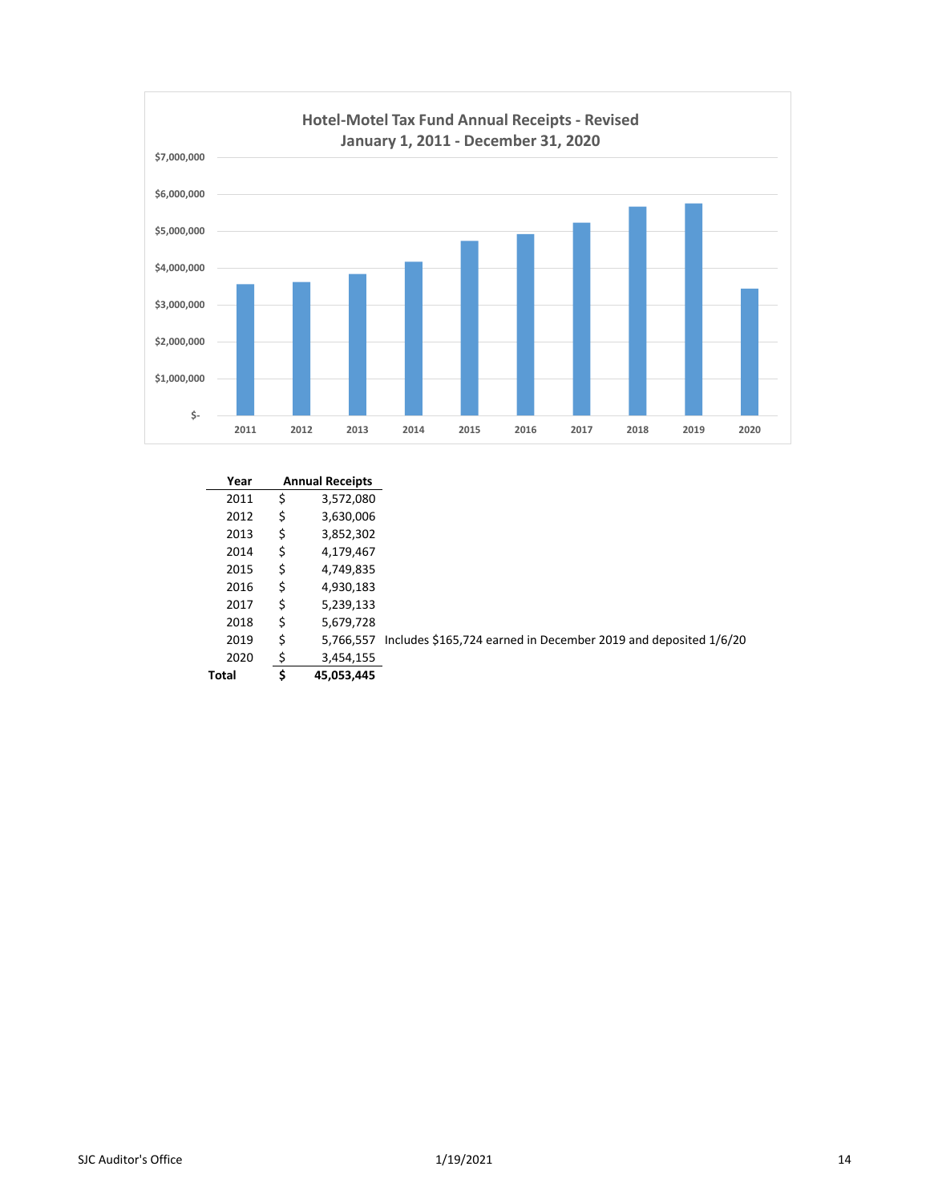**Hotel-Motel Tax Fund Annual Receipts - Revised**
**January 1, 2011 - December 31, 2020**

| Year | Annual Receipts | |
|---|---|---|
| 2011 | $ 3,572,080 | |
| 2012 | $ 3,630,006 | |
| 2013 | $ 3,852,302 | |
| 2014 | $ 4,179,467 | |
| 2015 | $ 4,749,835 | |
| 2016 | $ 4,930,183 | |
| 2017 | $ 5,239,133 | |
| 2018 | $ 5,679,728 | |
| 2019 | $ 5,766,557 | Includes $165,724 earned in December 2019 and deposited 1/6/20 |
| 2020 | $ 3,454,155 | |
| **Total** | **$ 45,053,445** | |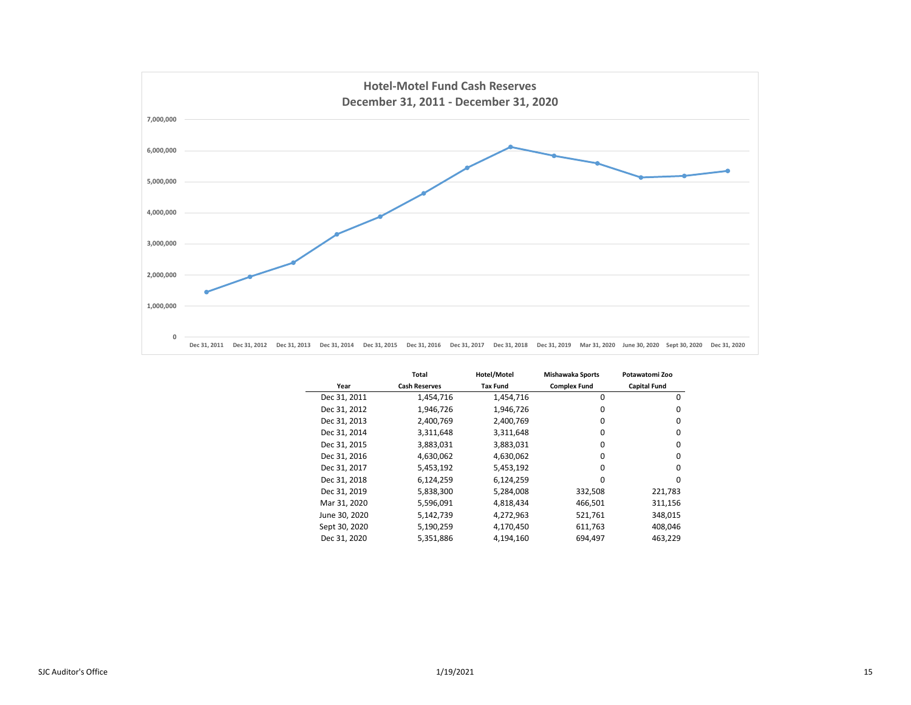**Hotel-Motel Fund Cash Reserves**
**December 31, 2011 - December 31, 2020**

7,000,000
6,000,000
5,000,000
4,000,000
3,000,000
2,000,000
1,000,000
0

Dec 31, 2011 | Dec 31, 2012 | Dec 31, 2013 | Dec 31, 2014 | Dec 31, 2015 | Dec 31, 2016 | Dec 31, 2017 | Dec 31, 2018 | Dec 31, 2019 | Mar 31, 2020 | June 30, 2020 | Sept 30, 2020 | Dec 31, 2020

| Year | Total Cash Reserves | Hotel/Motel Tax Fund | Mishawaka Sports Complex Fund | Potawatomi Zoo Capital Fund |
|---|---|---|---|---|
| Dec 31, 2011 | 1,454,716 | 1,454,716 | 0 | 0 |
| Dec 31, 2012 | 1,946,726 | 1,946,726 | 0 | 0 |
| Dec 31, 2013 | 2,400,769 | 2,400,769 | 0 | 0 |
| Dec 31, 2014 | 3,311,648 | 3,311,648 | 0 | 0 |
| Dec 31, 2015 | 3,883,031 | 3,883,031 | 0 | 0 |
| Dec 31, 2016 | 4,630,062 | 4,630,062 | 0 | 0 |
| Dec 31, 2017 | 5,453,192 | 5,453,192 | 0 | 0 |
| Dec 31, 2018 | 6,124,259 | 6,124,259 | 0 | 0 |
| Dec 31, 2019 | 5,838,300 | 5,284,008 | 332,508 | 221,783 |
| Mar 31, 2020 | 5,596,091 | 4,818,434 | 466,501 | 311,156 |
| June 30, 2020 | 5,142,739 | 4,272,963 | 521,761 | 348,015 |
| Sept 30, 2020 | 5,190,259 | 4,170,450 | 611,763 | 408,046 |
| Dec 31, 2020 | 5,351,886 | 4,194,160 | 694,497 | 463,229 |